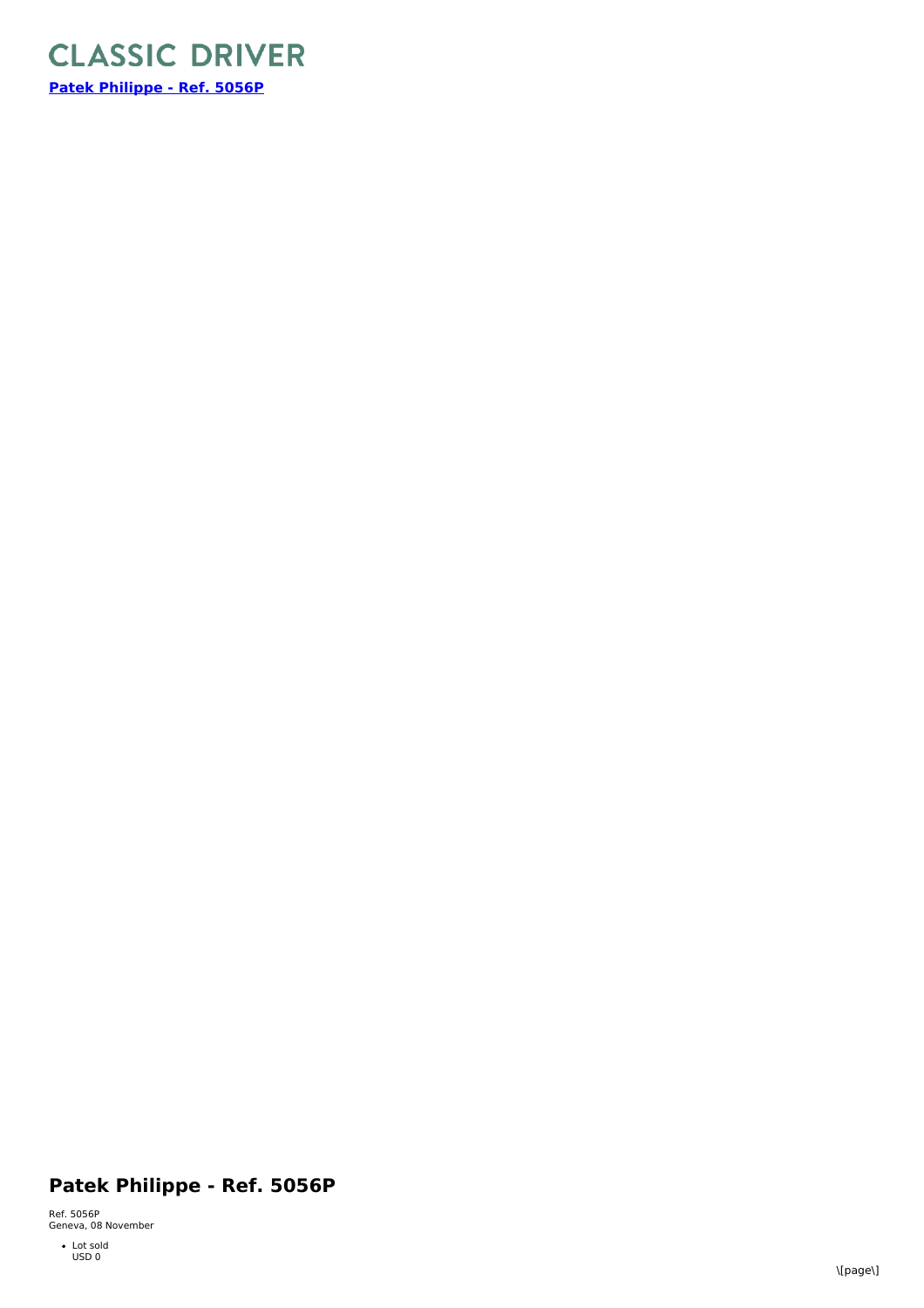# CLASSIC DRIVER

**[Patek Philippe - Ref. 5056P]**

## Patek Philippe - Ref. 5056P

Ref. 5056P
Geneva, 08 November

- Lot sold
  USD 0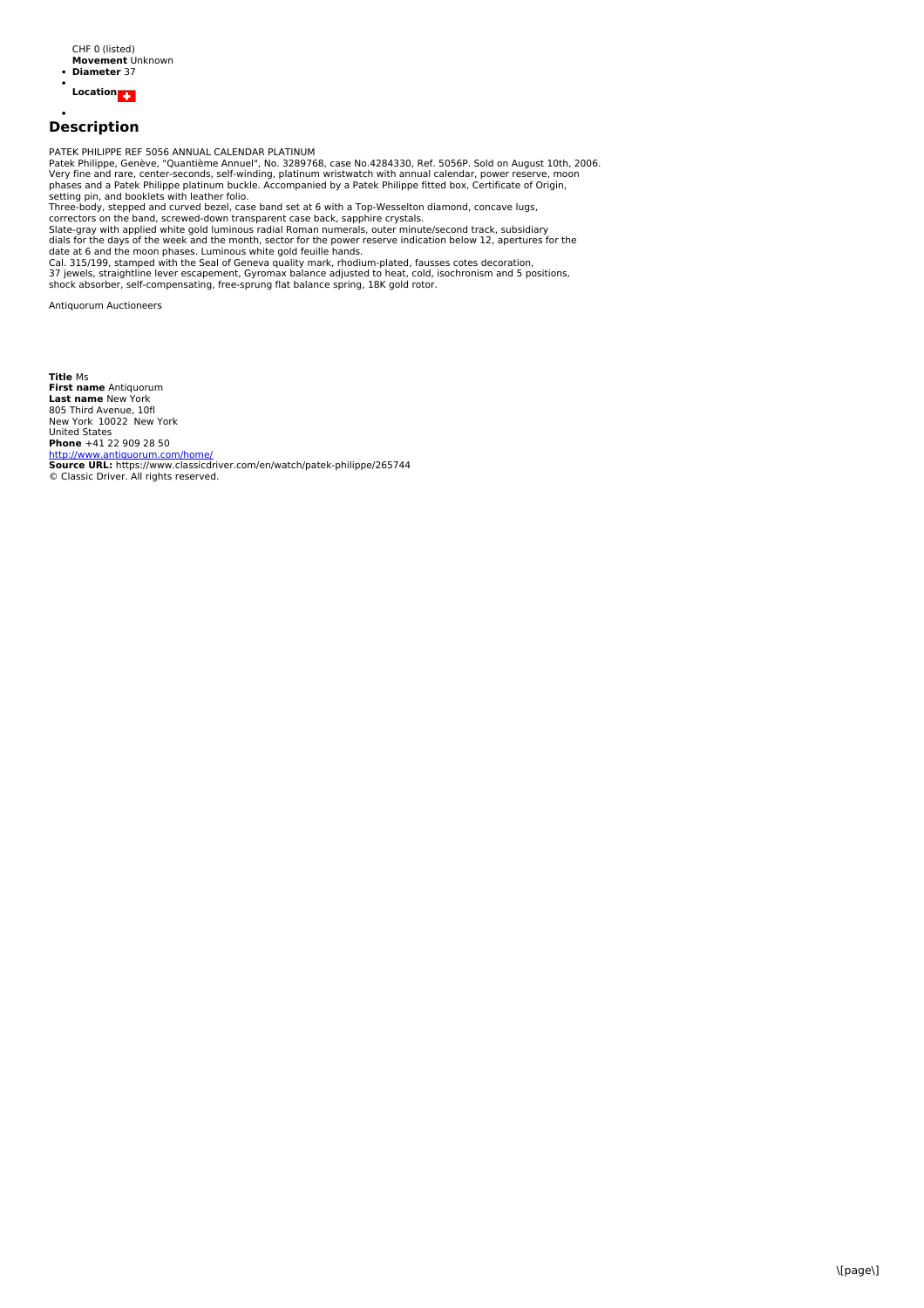CHF 0 (listed)
**Movement** Unknown

- **Diameter** 37
- **Location**

## Description

PATEK PHILIPPE REF 5056 ANNUAL CALENDAR PLATINUM
Patek Philippe, Genève, "Quantième Annuel", No. 3289768, case No.4284330, Ref. 5056P. Sold on August 10th, 2006.
Very fine and rare, center-seconds, self-winding, platinum wristwatch with annual calendar, power reserve, moon phases and a Patek Philippe platinum buckle. Accompanied by a Patek Philippe fitted box, Certificate of Origin, setting pin, and booklets with leather folio.
Three-body, stepped and curved bezel, case band set at 6 with a Top-Wesselton diamond, concave lugs, correctors on the band, screwed-down transparent case back, sapphire crystals.
Slate-gray with applied white gold luminous radial Roman numerals, outer minute/second track, subsidiary dials for the days of the week and the month, sector for the power reserve indication below 12, apertures for the date at 6 and the moon phases. Luminous white gold feuille hands.
Cal. 315/199, stamped with the Seal of Geneva quality mark, rhodium-plated, fausses cotes decoration, 37 jewels, straightline lever escapement, Gyromax balance adjusted to heat, cold, isochronism and 5 positions, shock absorber, self-compensating, free-sprung flat balance spring, 18K gold rotor.

Antiquorum Auctioneers

**Title** Ms
**First name** Antiquorum
**Last name** New York
805 Third Avenue, 10fl
New York 10022 New York
United States
**Phone** +41 22 909 28 50
http://www.antiquorum.com/home/
**Source URL:** https://www.classicdriver.com/en/watch/patek-philippe/265744
© Classic Driver. All rights reserved.